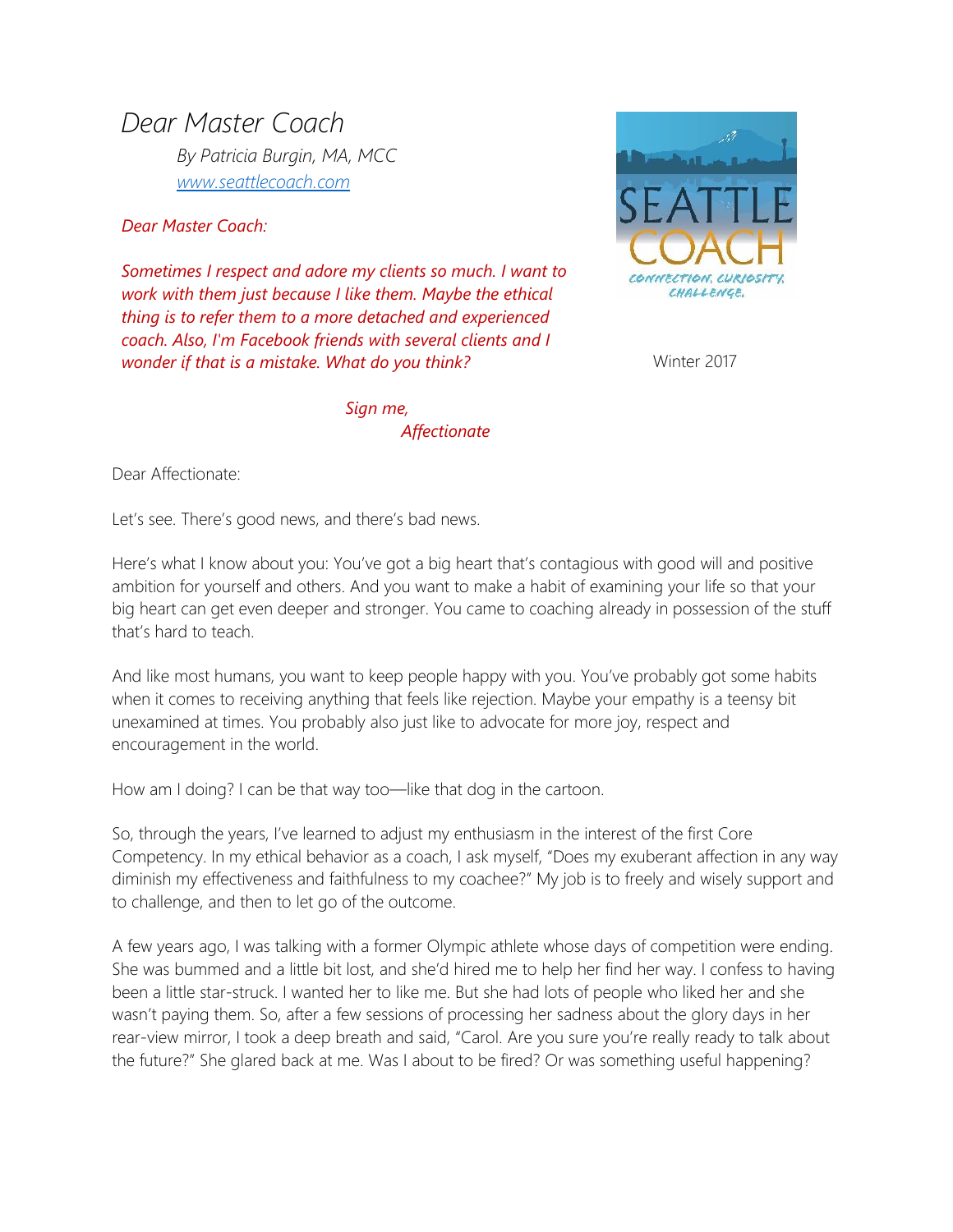# *Dear Master Coach*

*By Patricia Burgin, MA, MCC*
*[www.seattlecoach.com](http://www.seattlecoach.com)*

Winter 2017

*Dear Master Coach:*

*Sometimes I respect and adore my clients so much. I want to work with them just because I like them. Maybe the ethical thing is to refer them to a more detached and experienced coach. Also, I'm Facebook friends with several clients and I wonder if that is a mistake. What do you think?*

*Sign me,*
*Affectionate*

Dear Affectionate:

Let's see. There's good news, and there's bad news.

Here's what I know about you: You've got a big heart that's contagious with good will and positive ambition for yourself and others. And you want to make a habit of examining your life so that your big heart can get even deeper and stronger. You came to coaching already in possession of the stuff that's hard to teach.

And like most humans, you want to keep people happy with you. You've probably got some habits when it comes to receiving anything that feels like rejection. Maybe your empathy is a teensy bit unexamined at times. You probably also just like to advocate for more joy, respect and encouragement in the world.

How am I doing? I can be that way too—like that dog in the cartoon.

So, through the years, I've learned to adjust my enthusiasm in the interest of the first Core Competency. In my ethical behavior as a coach, I ask myself, "Does my exuberant affection in any way diminish my effectiveness and faithfulness to my coachee?" My job is to freely and wisely support and to challenge, and then to let go of the outcome.

A few years ago, I was talking with a former Olympic athlete whose days of competition were ending. She was bummed and a little bit lost, and she'd hired me to help her find her way. I confess to having been a little star-struck. I wanted her to like me. But she had lots of people who liked her and she wasn't paying them. So, after a few sessions of processing her sadness about the glory days in her rear-view mirror, I took a deep breath and said, "Carol. Are you sure you're really ready to talk about the future?" She glared back at me. Was I about to be fired? Or was something useful happening?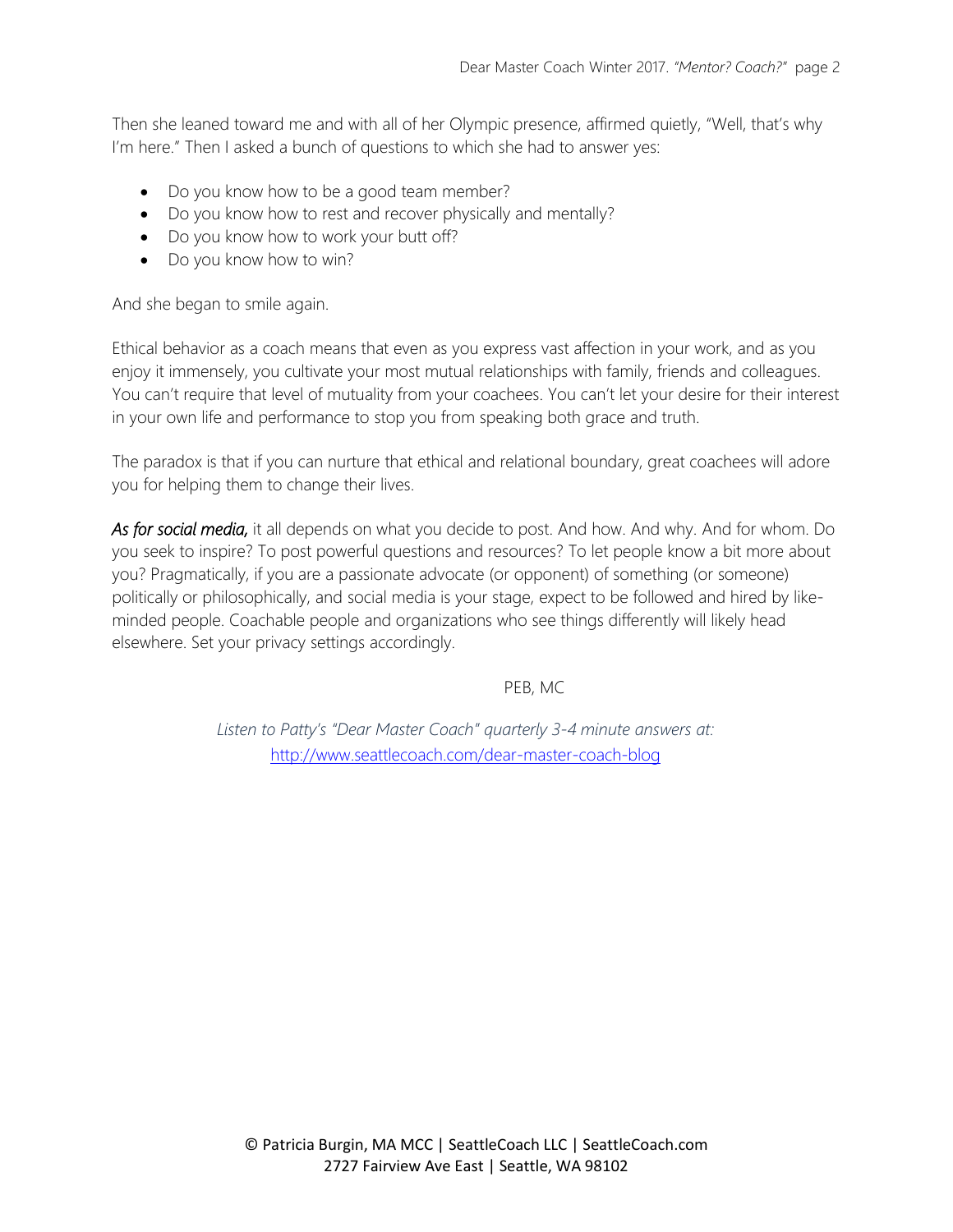Then she leaned toward me and with all of her Olympic presence, affirmed quietly, "Well, that's why I'm here." Then I asked a bunch of questions to which she had to answer yes:

- Do you know how to be a good team member?
- Do you know how to rest and recover physically and mentally?
- Do you know how to work your butt off?
- Do you know how to win?

And she began to smile again.

Ethical behavior as a coach means that even as you express vast affection in your work, and as you enjoy it immensely, you cultivate your most mutual relationships with family, friends and colleagues. You can't require that level of mutuality from your coachees. You can't let your desire for their interest in your own life and performance to stop you from speaking both grace and truth.

The paradox is that if you can nurture that ethical and relational boundary, great coachees will adore you for helping them to change their lives.

***As for social media,*** it all depends on what you decide to post. And how. And why. And for whom. Do you seek to inspire? To post powerful questions and resources? To let people know a bit more about you? Pragmatically, if you are a passionate advocate (or opponent) of something (or someone) politically or philosophically, and social media is your stage, expect to be followed and hired by like-minded people. Coachable people and organizations who see things differently will likely head elsewhere. Set your privacy settings accordingly.

PEB, MC

*Listen to Patty's "Dear Master Coach" quarterly 3-4 minute answers at:*
http://www.seattlecoach.com/dear-master-coach-blog

© Patricia Burgin, MA MCC | SeattleCoach LLC | SeattleCoach.com
2727 Fairview Ave East | Seattle, WA 98102